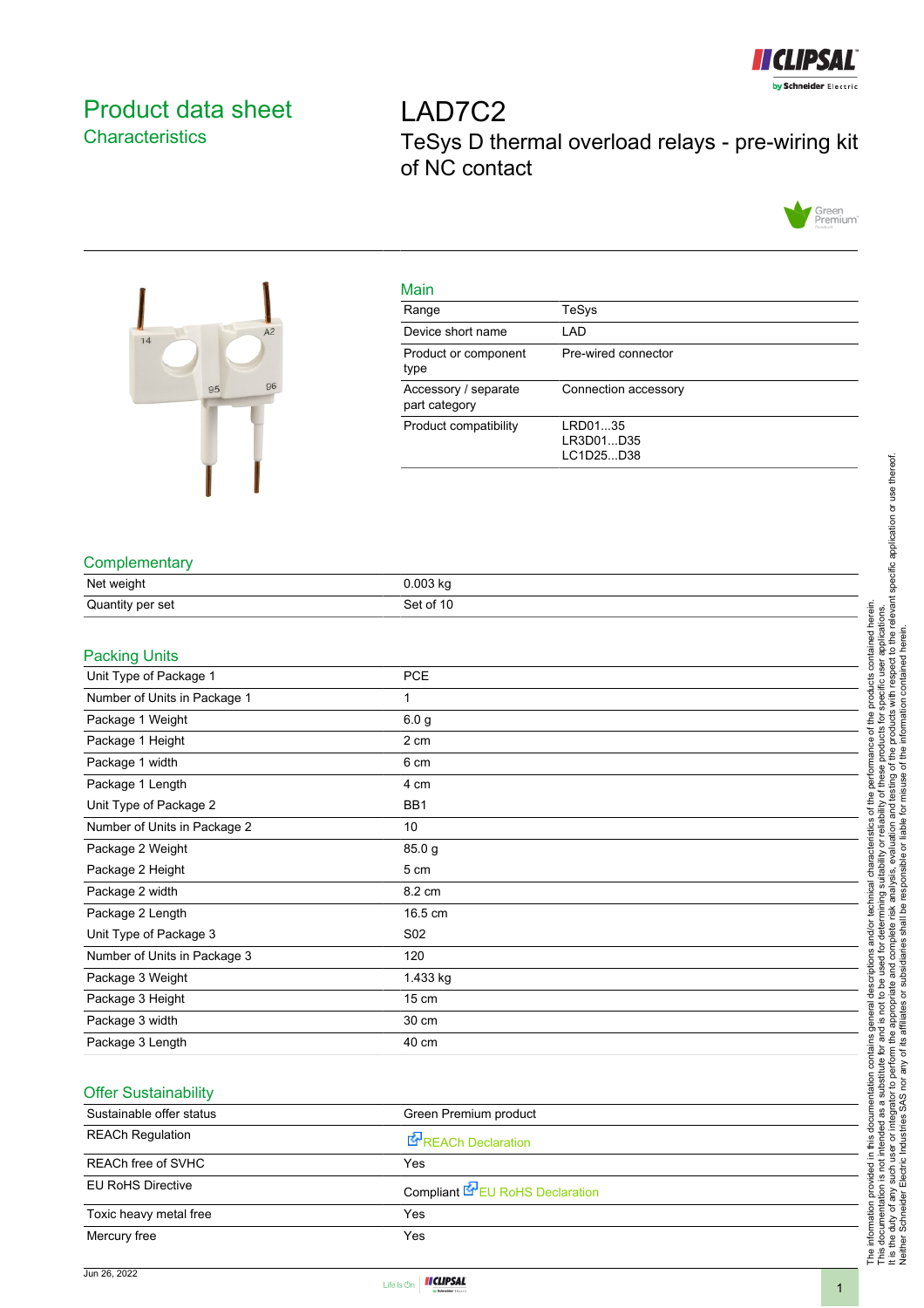# Product data sheet
## Characteristics

# LAD7C2
## TeSys D thermal overload relays - pre-wiring kit of NC contact

### Main

| | |
|---|---|
| Range | TeSys |
| Device short name | LAD |
| Product or component type | Pre-wired connector |
| Accessory / separate part category | Connection accessory |
| Product compatibility | LRD01...35<br>LR3D01...D35<br>LC1D25...D38 |

### Complementary

| | |
|---|---|
| Net weight | 0.003 kg |
| Quantity per set | Set of 10 |

### Packing Units

| | |
|---|---|
| Unit Type of Package 1 | PCE |
| Number of Units in Package 1 | 1 |
| Package 1 Weight | 6.0 g |
| Package 1 Height | 2 cm |
| Package 1 width | 6 cm |
| Package 1 Length | 4 cm |
| Unit Type of Package 2 | BB1 |
| Number of Units in Package 2 | 10 |
| Package 2 Weight | 85.0 g |
| Package 2 Height | 5 cm |
| Package 2 width | 8.2 cm |
| Package 2 Length | 16.5 cm |
| Unit Type of Package 3 | S02 |
| Number of Units in Package 3 | 120 |
| Package 3 Weight | 1.433 kg |
| Package 3 Height | 15 cm |
| Package 3 width | 30 cm |
| Package 3 Length | 40 cm |

### Offer Sustainability

| | |
|---|---|
| Sustainable offer status | Green Premium product |
| REACh Regulation | REACh Declaration |
| REACh free of SVHC | Yes |
| EU RoHS Directive | Compliant EU RoHS Declaration |
| Toxic heavy metal free | Yes |
| Mercury free | Yes |

The information provided in this documentation contains general descriptions and/or technical characteristics of the performance of the products contained herein. This documentation is not intended as a substitute for and is not to be used for determining suitability or reliability of these products for specific user applications. It is the duty of any such user or integrator to perform the appropriate and complete risk analysis, evaluation and testing of the products with respect to the relevant specific application or use thereof. Neither Schneider Electric Industries SAS nor any of its affiliates or subsidiaries shall be responsible or liable for misuse of the information contained herein.

Jun 26, 2022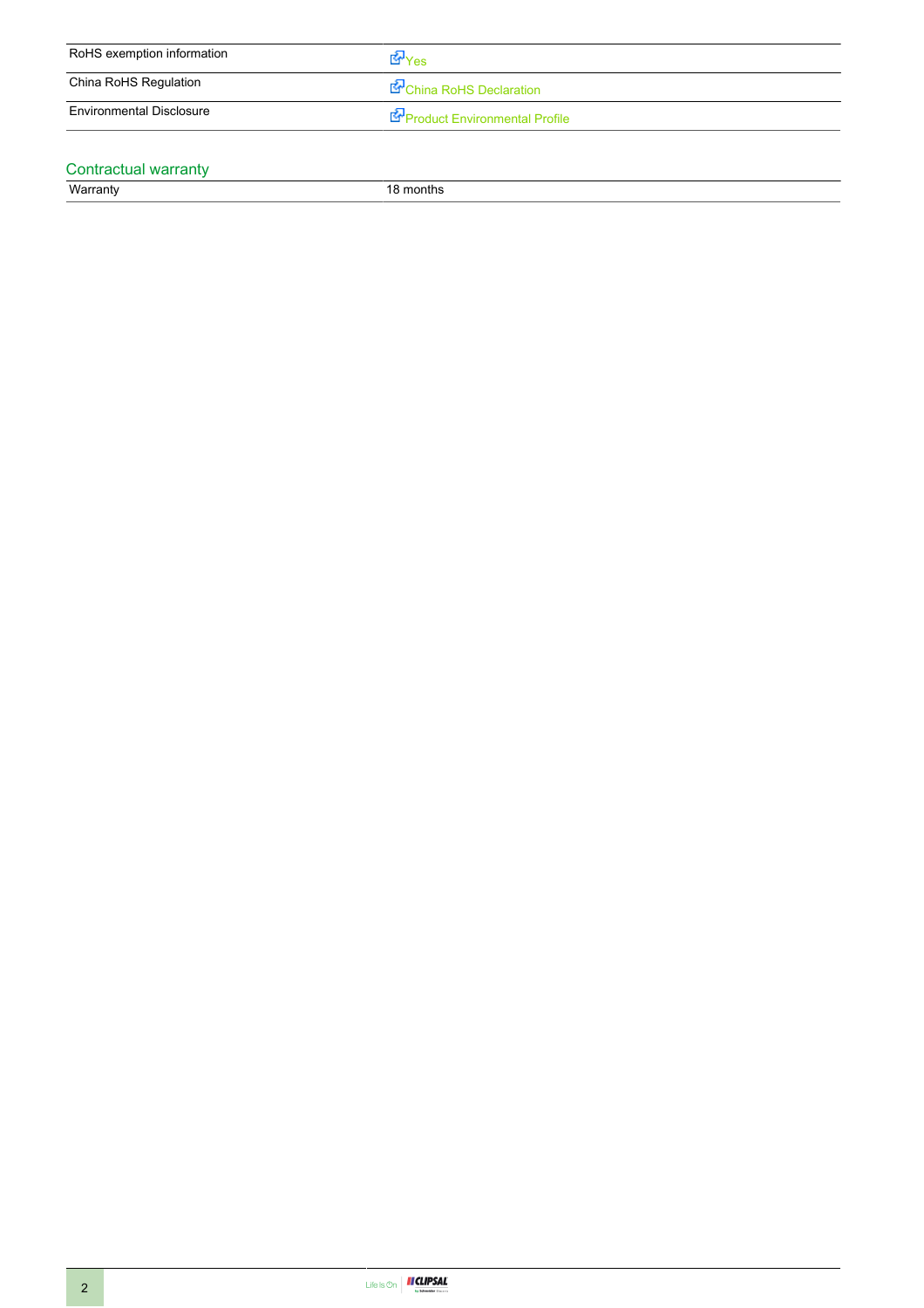| | |
|---|---|
| RoHS exemption information | Yes |
| China RoHS Regulation | China RoHS Declaration |
| Environmental Disclosure | Product Environmental Profile |

## Contractual warranty

| | |
|---|---|
| Warranty | 18 months |